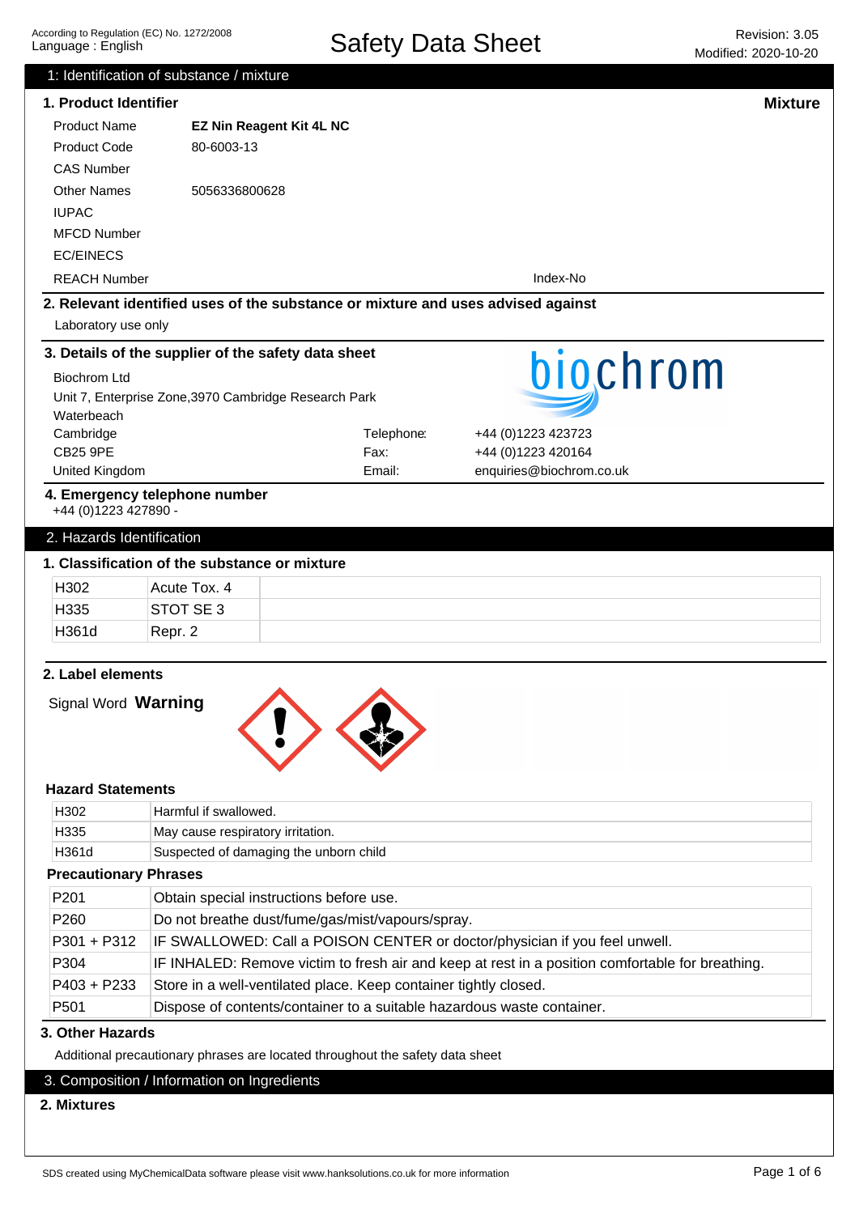According to Regulation (EC) No. 1272/2008
Language : English

# Safety Data Sheet

Revision: 3.05
Modified: 2020-10-20

## 1: Identification of substance / mixture

### 1. Product Identifier

**Mixture**

| | |
|---|---|
| Product Name | **EZ Nin Reagent Kit 4L NC** |
| Product Code | 80-6003-13 |
| CAS Number | |
| Other Names | 5056336800628 |
| IUPAC | |
| MFCD Number | |
| EC/EINECS | |
| REACH Number | Index-No |

### 2. Relevant identified uses of the substance or mixture and uses advised against

Laboratory use only

### 3. Details of the supplier of the safety data sheet

biochrom

Biochrom Ltd
Unit 7, Enterprise Zone,3970 Cambridge Research Park
Waterbeach
Cambridge
CB25 9PE
United Kingdom

| | |
|---|---|
| Telephone: | +44 (0)1223 423723 |
| Fax: | +44 (0)1223 420164 |
| Email: | enquiries@biochrom.co.uk |

### 4. Emergency telephone number

+44 (0)1223 427890 -

## 2. Hazards Identification

### 1. Classification of the substance or mixture

| | | |
|---|---|---|
| H302 | Acute Tox. 4 | |
| H335 | STOT SE 3 | |
| H361d | Repr. 2 | |

### 2. Label elements

Signal Word **Warning**

#### Hazard Statements

| | |
|---|---|
| H302 | Harmful if swallowed. |
| H335 | May cause respiratory irritation. |
| H361d | Suspected of damaging the unborn child |

#### Precautionary Phrases

| | |
|---|---|
| P201 | Obtain special instructions before use. |
| P260 | Do not breathe dust/fume/gas/mist/vapours/spray. |
| P301 + P312 | IF SWALLOWED: Call a POISON CENTER or doctor/physician if you feel unwell. |
| P304 | IF INHALED: Remove victim to fresh air and keep at rest in a position comfortable for breathing. |
| P403 + P233 | Store in a well-ventilated place. Keep container tightly closed. |
| P501 | Dispose of contents/container to a suitable hazardous waste container. |

### 3. Other Hazards

Additional precautionary phrases are located throughout the safety data sheet

## 3. Composition / Information on Ingredients

### 2. Mixtures

SDS created using MyChemicalData software please visit www.hanksolutions.co.uk for more information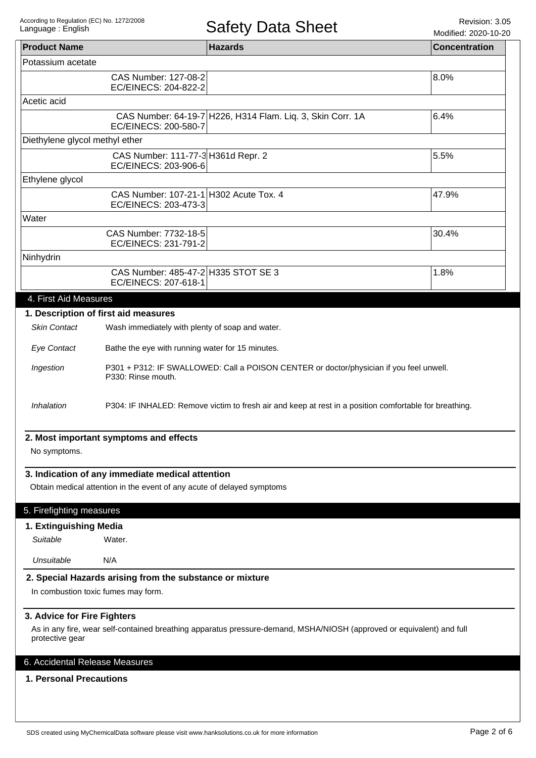| Product Name | | Hazards | Concentration |
|---|---|---|---|
| Potassium acetate | | | |
| | CAS Number: 127-08-2 EC/EINECS: 204-822-2 | | 8.0% |
| Acetic acid | | | |
| | CAS Number: 64-19-7 EC/EINECS: 200-580-7 | H226, H314 Flam. Liq. 3, Skin Corr. 1A | 6.4% |
| Diethylene glycol methyl ether | | | |
| | CAS Number: 111-77-3 EC/EINECS: 203-906-6 | H361d Repr. 2 | 5.5% |
| Ethylene glycol | | | |
| | CAS Number: 107-21-1 EC/EINECS: 203-473-3 | H302 Acute Tox. 4 | 47.9% |
| Water | | | |
| | CAS Number: 7732-18-5 EC/EINECS: 231-791-2 | | 30.4% |
| Ninhydrin | | | |
| | CAS Number: 485-47-2 EC/EINECS: 207-618-1 | H335 STOT SE 3 | 1.8% |

## 4. First Aid Measures

### 1. Description of first aid measures

*Skin Contact* Wash immediately with plenty of soap and water.

*Eye Contact* Bathe the eye with running water for 15 minutes.

*Ingestion* P301 + P312: IF SWALLOWED: Call a POISON CENTER or doctor/physician if you feel unwell.
P330: Rinse mouth.

*Inhalation* P304: IF INHALED: Remove victim to fresh air and keep at rest in a position comfortable for breathing.

### 2. Most important symptoms and effects

No symptoms.

### 3. Indication of any immediate medical attention

Obtain medical attention in the event of any acute of delayed symptoms

## 5. Firefighting measures

### 1. Extinguishing Media

*Suitable* Water.

*Unsuitable* N/A

### 2. Special Hazards arising from the substance or mixture

In combustion toxic fumes may form.

### 3. Advice for Fire Fighters

As in any fire, wear self-contained breathing apparatus pressure-demand, MSHA/NIOSH (approved or equivalent) and full protective gear

## 6. Accidental Release Measures

### 1. Personal Precautions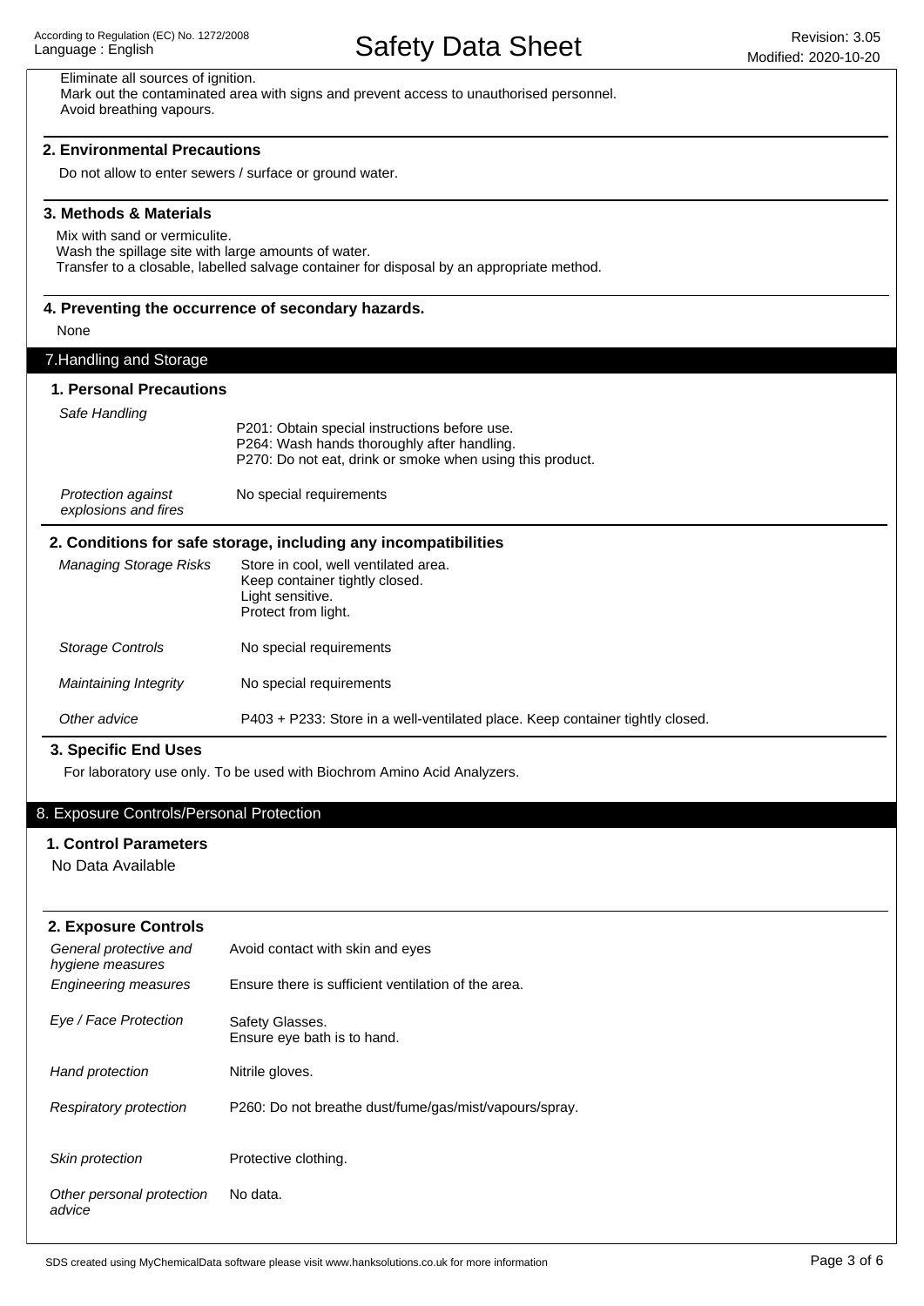Eliminate all sources of ignition.
Mark out the contaminated area with signs and prevent access to unauthorised personnel.
Avoid breathing vapours.

### 2. Environmental Precautions

Do not allow to enter sewers / surface or ground water.

### 3. Methods & Materials

Mix with sand or vermiculite.
Wash the spillage site with large amounts of water.
Transfer to a closable, labelled salvage container for disposal by an appropriate method.

### 4. Preventing the occurrence of secondary hazards.

None

## 7.Handling and Storage

### 1. Personal Precautions

| | |
|---|---|
| *Safe Handling* | P201: Obtain special instructions before use.<br>P264: Wash hands thoroughly after handling.<br>P270: Do not eat, drink or smoke when using this product. |
| *Protection against explosions and fires* | No special requirements |

### 2. Conditions for safe storage, including any incompatibilities

| | |
|---|---|
| *Managing Storage Risks* | Store in cool, well ventilated area.<br>Keep container tightly closed.<br>Light sensitive.<br>Protect from light. |
| *Storage Controls* | No special requirements |
| *Maintaining Integrity* | No special requirements |
| *Other advice* | P403 + P233: Store in a well-ventilated place. Keep container tightly closed. |

### 3. Specific End Uses

For laboratory use only. To be used with Biochrom Amino Acid Analyzers.

## 8. Exposure Controls/Personal Protection

### 1. Control Parameters

No Data Available

### 2. Exposure Controls

| | |
|---|---|
| *General protective and hygiene measures* | Avoid contact with skin and eyes |
| *Engineering measures* | Ensure there is sufficient ventilation of the area. |
| *Eye / Face Protection* | Safety Glasses.<br>Ensure eye bath is to hand. |
| *Hand protection* | Nitrile gloves. |
| *Respiratory protection* | P260: Do not breathe dust/fume/gas/mist/vapours/spray. |
| *Skin protection* | Protective clothing. |
| *Other personal protection advice* | No data. |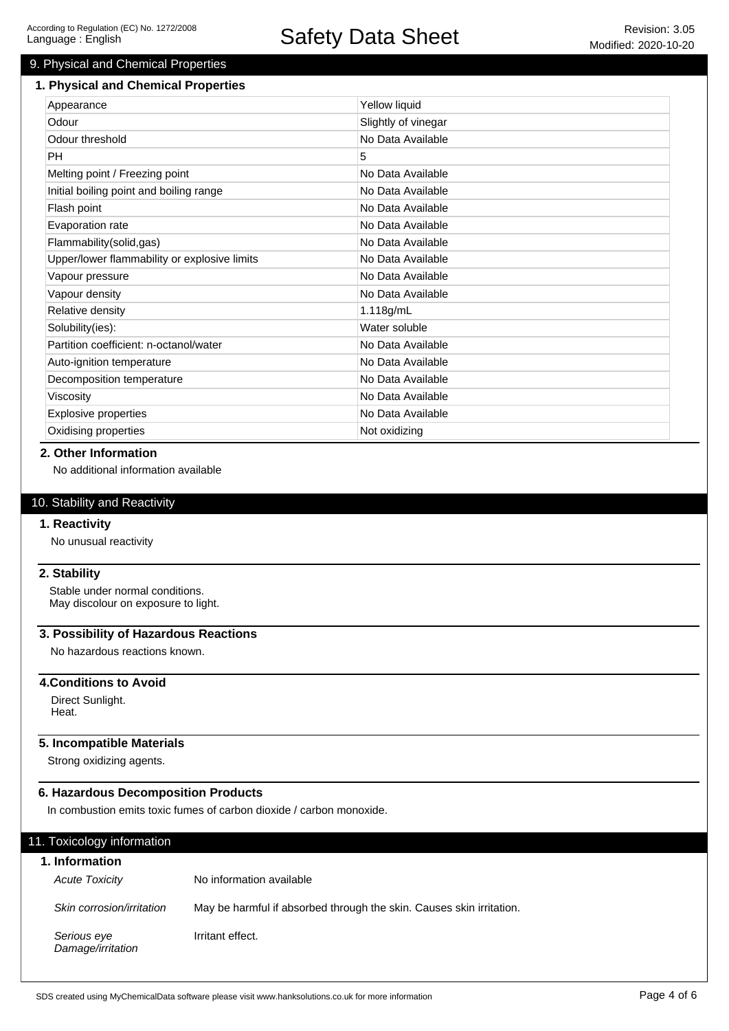## 9. Physical and Chemical Properties

### 1. Physical and Chemical Properties

| Property | Value |
|---|---|
| Appearance | Yellow liquid |
| Odour | Slightly of vinegar |
| Odour threshold | No Data Available |
| PH | 5 |
| Melting point / Freezing point | No Data Available |
| Initial boiling point and boiling range | No Data Available |
| Flash point | No Data Available |
| Evaporation rate | No Data Available |
| Flammability(solid,gas) | No Data Available |
| Upper/lower flammability or explosive limits | No Data Available |
| Vapour pressure | No Data Available |
| Vapour density | No Data Available |
| Relative density | 1.118g/mL |
| Solubility(ies): | Water soluble |
| Partition coefficient: n-octanol/water | No Data Available |
| Auto-ignition temperature | No Data Available |
| Decomposition temperature | No Data Available |
| Viscosity | No Data Available |
| Explosive properties | No Data Available |
| Oxidising properties | Not oxidizing |

### 2. Other Information

No additional information available

## 10. Stability and Reactivity

### 1. Reactivity

No unusual reactivity

### 2. Stability

Stable under normal conditions.
May discolour on exposure to light.

### 3. Possibility of Hazardous Reactions

No hazardous reactions known.

### 4.Conditions to Avoid

Direct Sunlight.
Heat.

### 5. Incompatible Materials

Strong oxidizing agents.

### 6. Hazardous Decomposition Products

In combustion emits toxic fumes of carbon dioxide / carbon monoxide.

## 11. Toxicology information

### 1. Information

*Acute Toxicity* — No information available

*Skin corrosion/irritation* — May be harmful if absorbed through the skin. Causes skin irritation.

*Serious eye Damage/irritation* — Irritant effect.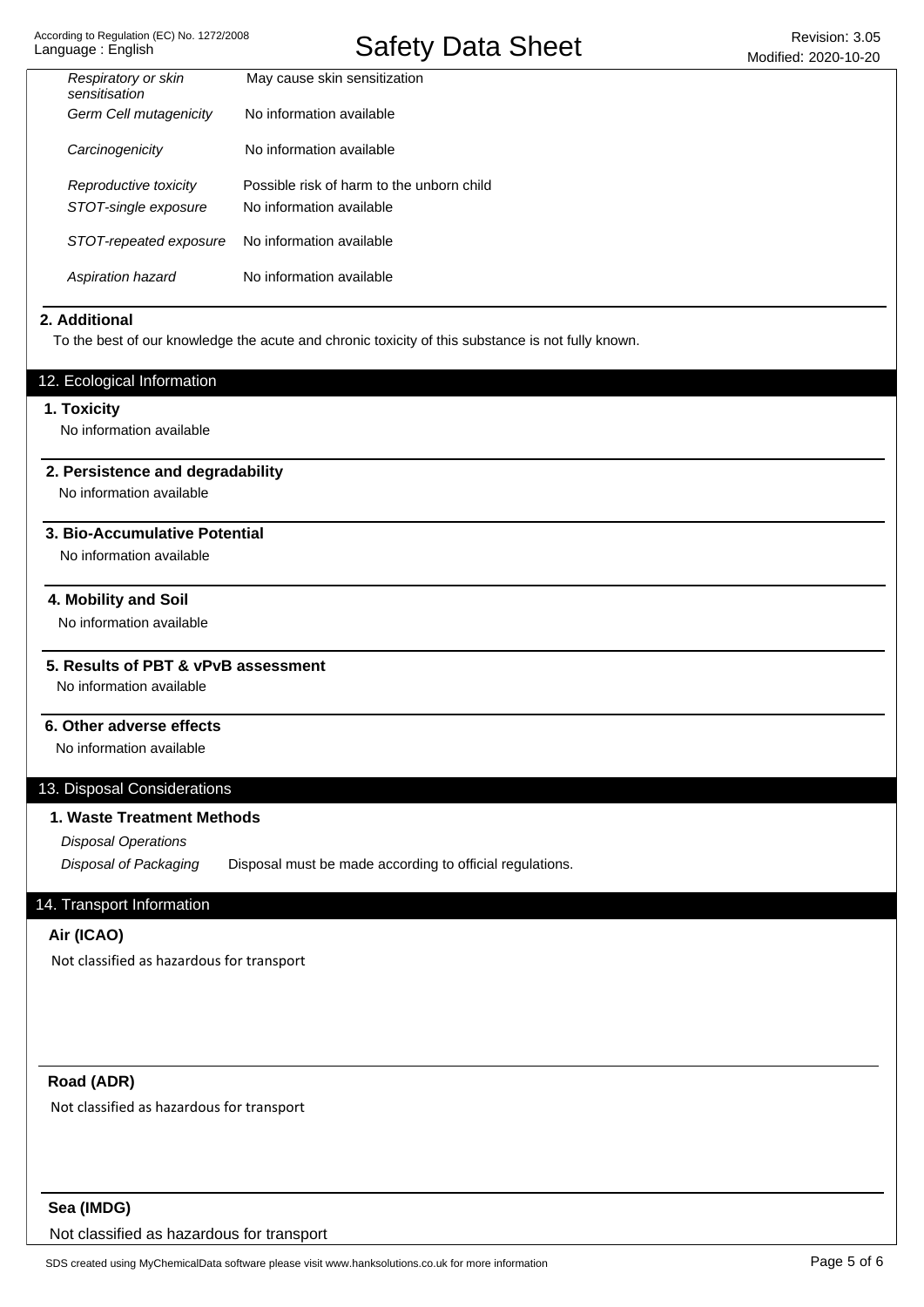| | |
|---|---|
| *Respiratory or skin sensitisation* | May cause skin sensitization |
| *Germ Cell mutagenicity* | No information available |
| *Carcinogenicity* | No information available |
| *Reproductive toxicity* | Possible risk of harm to the unborn child |
| *STOT-single exposure* | No information available |
| *STOT-repeated exposure* | No information available |
| *Aspiration hazard* | No information available |

### 2. Additional

To the best of our knowledge the acute and chronic toxicity of this substance is not fully known.

## 12. Ecological Information

### 1. Toxicity

No information available

### 2. Persistence and degradability

No information available

### 3. Bio-Accumulative Potential

No information available

### 4. Mobility and Soil

No information available

### 5. Results of PBT & vPvB assessment

No information available

### 6. Other adverse effects

No information available

## 13. Disposal Considerations

### 1. Waste Treatment Methods

*Disposal Operations*

*Disposal of Packaging* Disposal must be made according to official regulations.

## 14. Transport Information

### Air (ICAO)

Not classified as hazardous for transport

### Road (ADR)

Not classified as hazardous for transport

### Sea (IMDG)

Not classified as hazardous for transport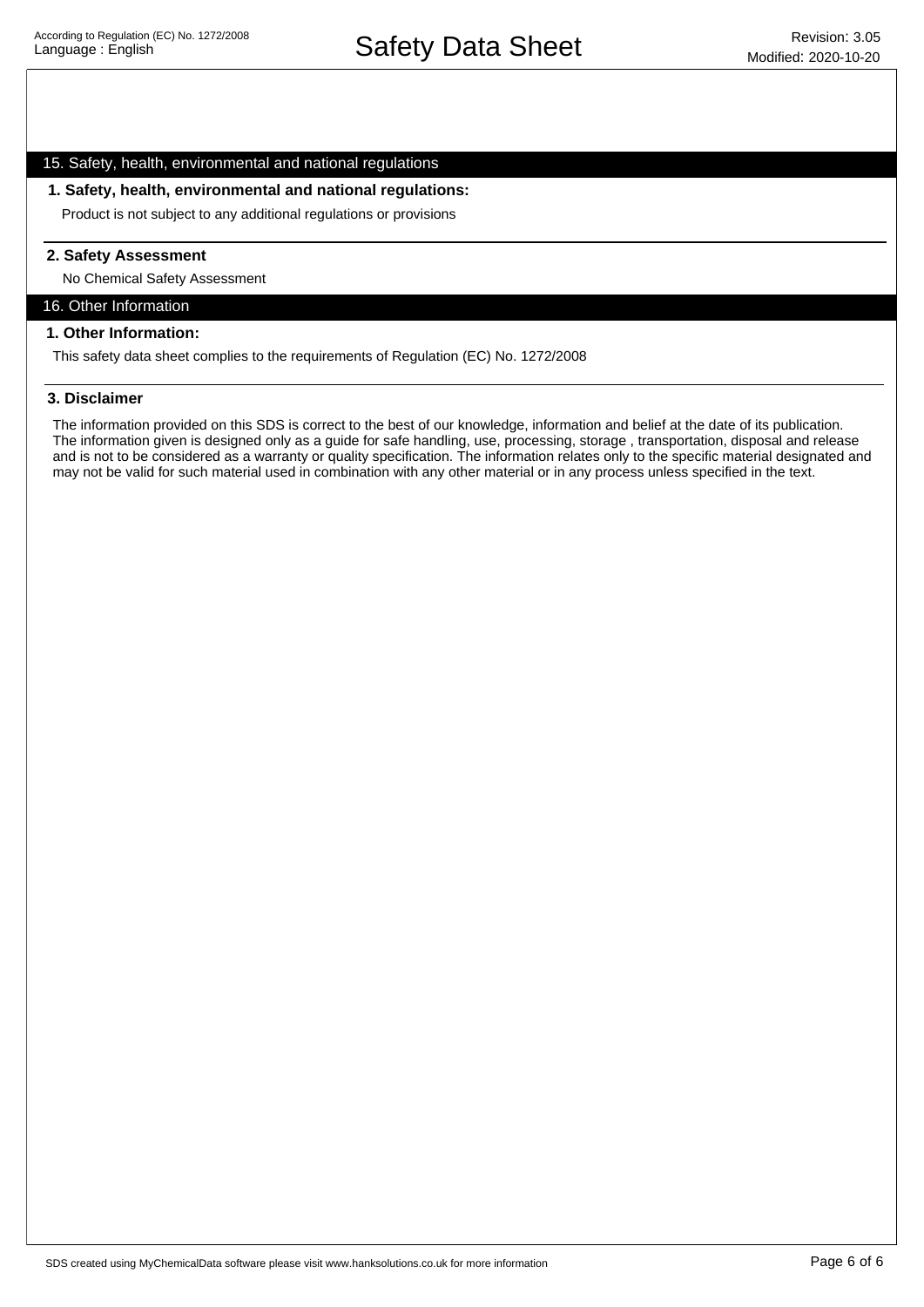## 15. Safety, health, environmental and national regulations

### 1. Safety, health, environmental and national regulations:

Product is not subject to any additional regulations or provisions

### 2. Safety Assessment

No Chemical Safety Assessment

## 16. Other Information

### 1. Other Information:

This safety data sheet complies to the requirements of Regulation (EC) No. 1272/2008

### 3. Disclaimer

The information provided on this SDS is correct to the best of our knowledge, information and belief at the date of its publication. The information given is designed only as a guide for safe handling, use, processing, storage , transportation, disposal and release and is not to be considered as a warranty or quality specification. The information relates only to the specific material designated and may not be valid for such material used in combination with any other material or in any process unless specified in the text.